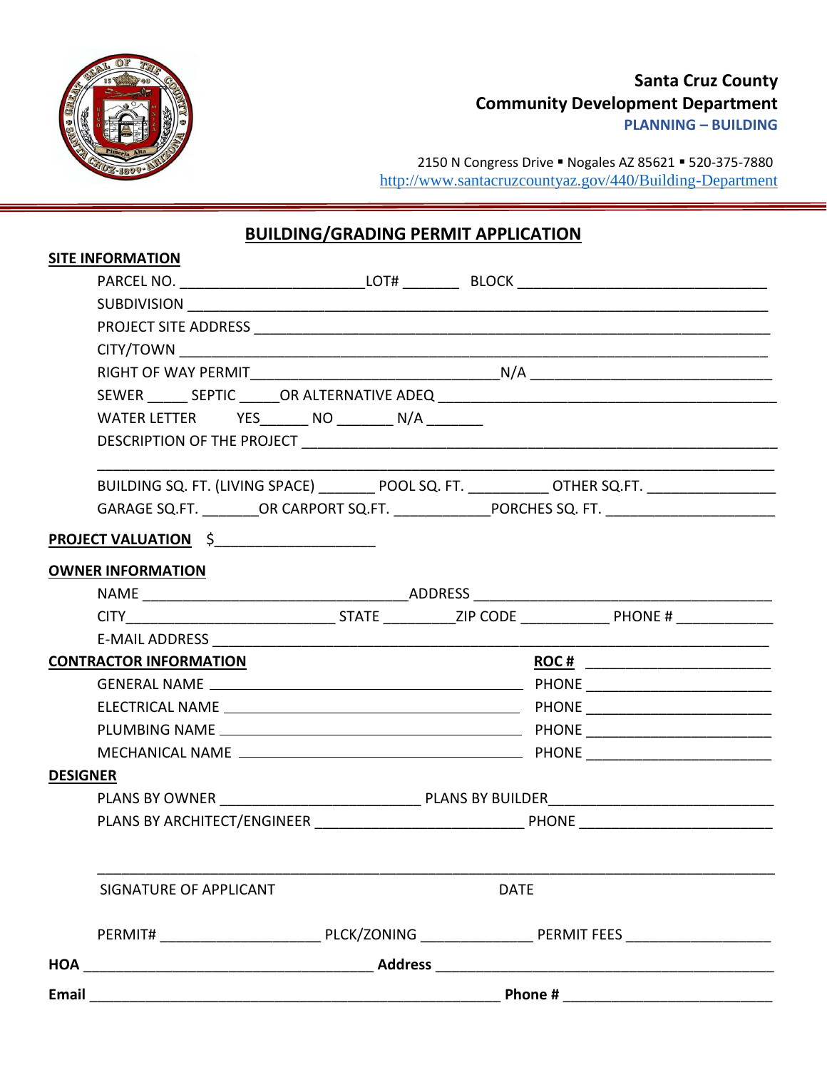**Santa Cruz County**
**Community Development Department**
**PLANNING – BUILDING**

2150 N Congress Drive ▪ Nogales AZ 85621 ▪ 520-375-7880
http://www.santacruzcountyaz.gov/440/Building-Department

# BUILDING/GRADING PERMIT APPLICATION

**SITE INFORMATION**

PARCEL NO. ______________________ LOT# _______ BLOCK ______________________________

SUBDIVISION ______________________________________________________________________

PROJECT SITE ADDRESS _____________________________________________________________

CITY/TOWN ________________________________________________________________________

RIGHT OF WAY PERMIT ______________________________ N/A ______________________________

SEWER _____ SEPTIC _____ OR ALTERNATIVE ADEQ ________________________________________

WATER LETTER YES______ NO _______ N/A _______

DESCRIPTION OF THE PROJECT ______________________________________________________

__________________________________________________________________________________

BUILDING SQ. FT. (LIVING SPACE) _______ POOL SQ. FT. __________ OTHER SQ.FT. ________________

GARAGE SQ.FT. _______ OR CARPORT SQ.FT. ____________ PORCHES SQ. FT. _____________________

**PROJECT VALUATION** $____________________

**OWNER INFORMATION**

NAME _________________________________ ADDRESS _____________________________________

CITY __________________________ STATE _________ ZIP CODE ___________ PHONE # ____________

E-MAIL ADDRESS ____________________________________________________________________

**CONTRACTOR INFORMATION** **ROC #** _______________________

GENERAL NAME ________________________________________ PHONE _______________________

ELECTRICAL NAME ______________________________________ PHONE _______________________

PLUMBING NAME _______________________________________ PHONE _______________________

MECHANICAL NAME _____________________________________ PHONE _______________________

**DESIGNER**

PLANS BY OWNER _________________________ PLANS BY BUILDER ____________________________

PLANS BY ARCHITECT/ENGINEER __________________________ PHONE _______________________

__________________________________________________________________________________

SIGNATURE OF APPLICANT DATE

PERMIT# ____________________ PLCK/ZONING ______________ PERMIT FEES __________________

**HOA** _____________________________________ **Address** ____________________________________________

**Email** ____________________________________________________ **Phone #** __________________________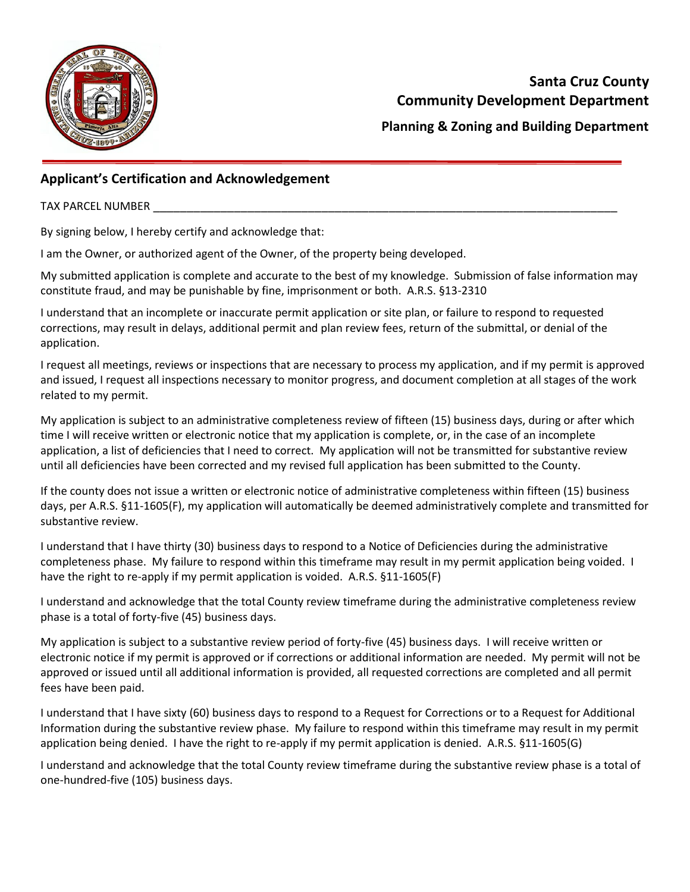**Santa Cruz County**
**Community Development Department**

**Planning & Zoning and Building Department**

## Applicant's Certification and Acknowledgement

TAX PARCEL NUMBER ______________________________________________________________________________

By signing below, I hereby certify and acknowledge that:

I am the Owner, or authorized agent of the Owner, of the property being developed.

My submitted application is complete and accurate to the best of my knowledge. Submission of false information may constitute fraud, and may be punishable by fine, imprisonment or both. A.R.S. §13-2310

I understand that an incomplete or inaccurate permit application or site plan, or failure to respond to requested corrections, may result in delays, additional permit and plan review fees, return of the submittal, or denial of the application.

I request all meetings, reviews or inspections that are necessary to process my application, and if my permit is approved and issued, I request all inspections necessary to monitor progress, and document completion at all stages of the work related to my permit.

My application is subject to an administrative completeness review of fifteen (15) business days, during or after which time I will receive written or electronic notice that my application is complete, or, in the case of an incomplete application, a list of deficiencies that I need to correct. My application will not be transmitted for substantive review until all deficiencies have been corrected and my revised full application has been submitted to the County.

If the county does not issue a written or electronic notice of administrative completeness within fifteen (15) business days, per A.R.S. §11-1605(F), my application will automatically be deemed administratively complete and transmitted for substantive review.

I understand that I have thirty (30) business days to respond to a Notice of Deficiencies during the administrative completeness phase. My failure to respond within this timeframe may result in my permit application being voided. I have the right to re-apply if my permit application is voided. A.R.S. §11-1605(F)

I understand and acknowledge that the total County review timeframe during the administrative completeness review phase is a total of forty-five (45) business days.

My application is subject to a substantive review period of forty-five (45) business days. I will receive written or electronic notice if my permit is approved or if corrections or additional information are needed. My permit will not be approved or issued until all additional information is provided, all requested corrections are completed and all permit fees have been paid.

I understand that I have sixty (60) business days to respond to a Request for Corrections or to a Request for Additional Information during the substantive review phase. My failure to respond within this timeframe may result in my permit application being denied. I have the right to re-apply if my permit application is denied. A.R.S. §11-1605(G)

I understand and acknowledge that the total County review timeframe during the substantive review phase is a total of one-hundred-five (105) business days.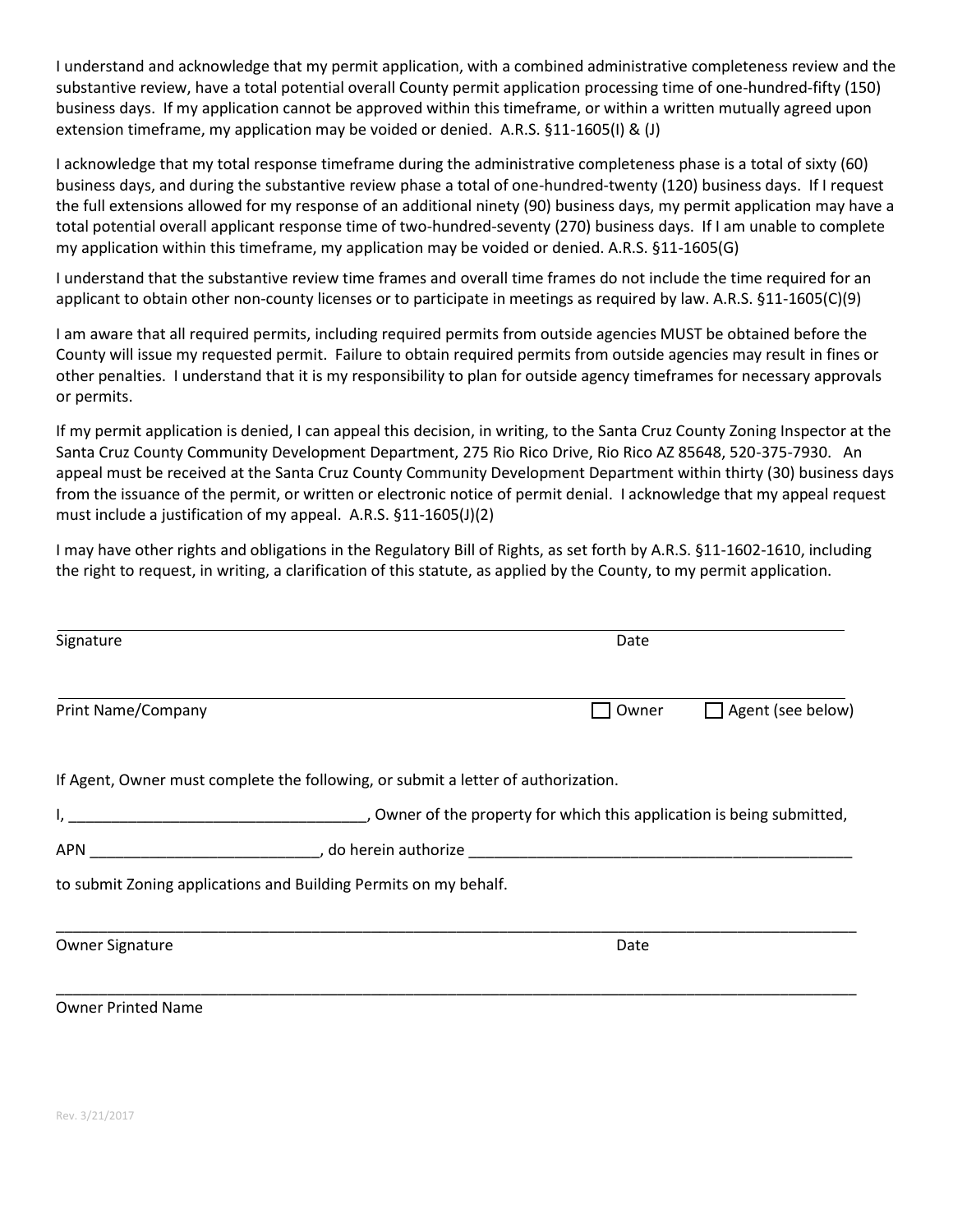I understand and acknowledge that my permit application, with a combined administrative completeness review and the substantive review, have a total potential overall County permit application processing time of one-hundred-fifty (150) business days. If my application cannot be approved within this timeframe, or within a written mutually agreed upon extension timeframe, my application may be voided or denied. A.R.S. §11-1605(I) & (J)

I acknowledge that my total response timeframe during the administrative completeness phase is a total of sixty (60) business days, and during the substantive review phase a total of one-hundred-twenty (120) business days. If I request the full extensions allowed for my response of an additional ninety (90) business days, my permit application may have a total potential overall applicant response time of two-hundred-seventy (270) business days. If I am unable to complete my application within this timeframe, my application may be voided or denied. A.R.S. §11-1605(G)

I understand that the substantive review time frames and overall time frames do not include the time required for an applicant to obtain other non-county licenses or to participate in meetings as required by law. A.R.S. §11-1605(C)(9)

I am aware that all required permits, including required permits from outside agencies MUST be obtained before the County will issue my requested permit. Failure to obtain required permits from outside agencies may result in fines or other penalties. I understand that it is my responsibility to plan for outside agency timeframes for necessary approvals or permits.

If my permit application is denied, I can appeal this decision, in writing, to the Santa Cruz County Zoning Inspector at the Santa Cruz County Community Development Department, 275 Rio Rico Drive, Rio Rico AZ 85648, 520-375-7930. An appeal must be received at the Santa Cruz County Community Development Department within thirty (30) business days from the issuance of the permit, or written or electronic notice of permit denial. I acknowledge that my appeal request must include a justification of my appeal. A.R.S. §11-1605(J)(2)

I may have other rights and obligations in the Regulatory Bill of Rights, as set forth by A.R.S. §11-1602-1610, including the right to request, in writing, a clarification of this statute, as applied by the County, to my permit application.

______________________________________________________________________________

Signature Date

______________________________________________________________________________

Print Name/Company ☐ Owner ☐ Agent (see below)

If Agent, Owner must complete the following, or submit a letter of authorization.

I, __________________________________, Owner of the property for which this application is being submitted,

APN __________________________, do herein authorize ______________________________________________

to submit Zoning applications and Building Permits on my behalf.

______________________________________________________________________________

Owner Signature Date

______________________________________________________________________________

Owner Printed Name

Rev. 3/21/2017